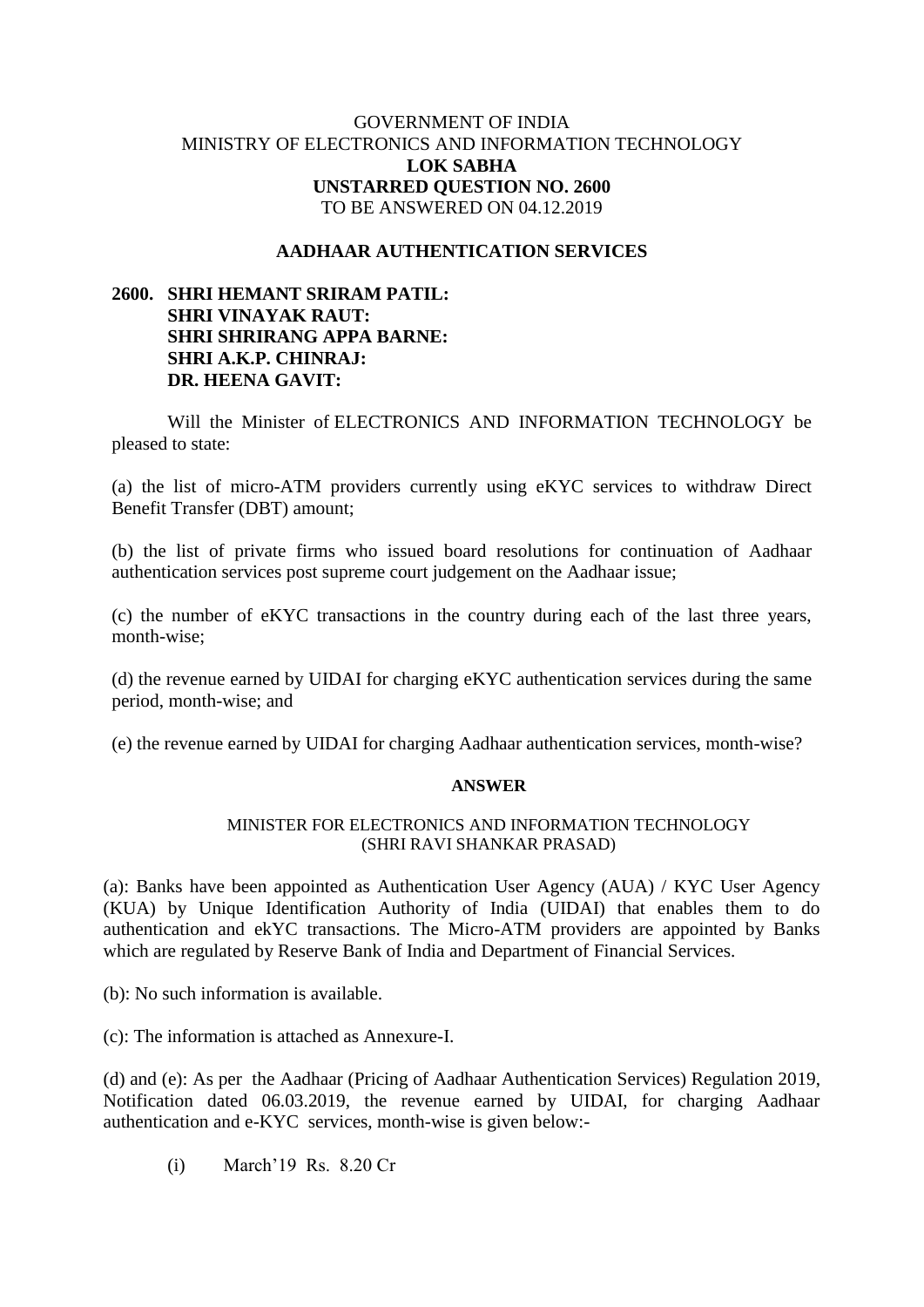GOVERNMENT OF INDIA
MINISTRY OF ELECTRONICS AND INFORMATION TECHNOLOGY
**LOK SABHA**
**UNSTARRED QUESTION NO. 2600**
TO BE ANSWERED ON 04.12.2019

## AADHAAR AUTHENTICATION SERVICES

**2600. SHRI HEMANT SRIRAM PATIL:**
**SHRI VINAYAK RAUT:**
**SHRI SHRIRANG APPA BARNE:**
**SHRI A.K.P. CHINRAJ:**
**DR. HEENA GAVIT:**

Will the Minister of ELECTRONICS AND INFORMATION TECHNOLOGY be pleased to state:

(a) the list of micro-ATM providers currently using eKYC services to withdraw Direct Benefit Transfer (DBT) amount;

(b) the list of private firms who issued board resolutions for continuation of Aadhaar authentication services post supreme court judgement on the Aadhaar issue;

(c) the number of eKYC transactions in the country during each of the last three years, month-wise;

(d) the revenue earned by UIDAI for charging eKYC authentication services during the same period, month-wise; and

(e) the revenue earned by UIDAI for charging Aadhaar authentication services, month-wise?

**ANSWER**

MINISTER FOR ELECTRONICS AND INFORMATION TECHNOLOGY
(SHRI RAVI SHANKAR PRASAD)

(a): Banks have been appointed as Authentication User Agency (AUA) / KYC User Agency (KUA) by Unique Identification Authority of India (UIDAI) that enables them to do authentication and ekYC transactions. The Micro-ATM providers are appointed by Banks which are regulated by Reserve Bank of India and Department of Financial Services.

(b): No such information is available.

(c): The information is attached as Annexure-I.

(d) and (e): As per the Aadhaar (Pricing of Aadhaar Authentication Services) Regulation 2019, Notification dated 06.03.2019, the revenue earned by UIDAI, for charging Aadhaar authentication and e-KYC services, month-wise is given below:-

(i) March'19 Rs. 8.20 Cr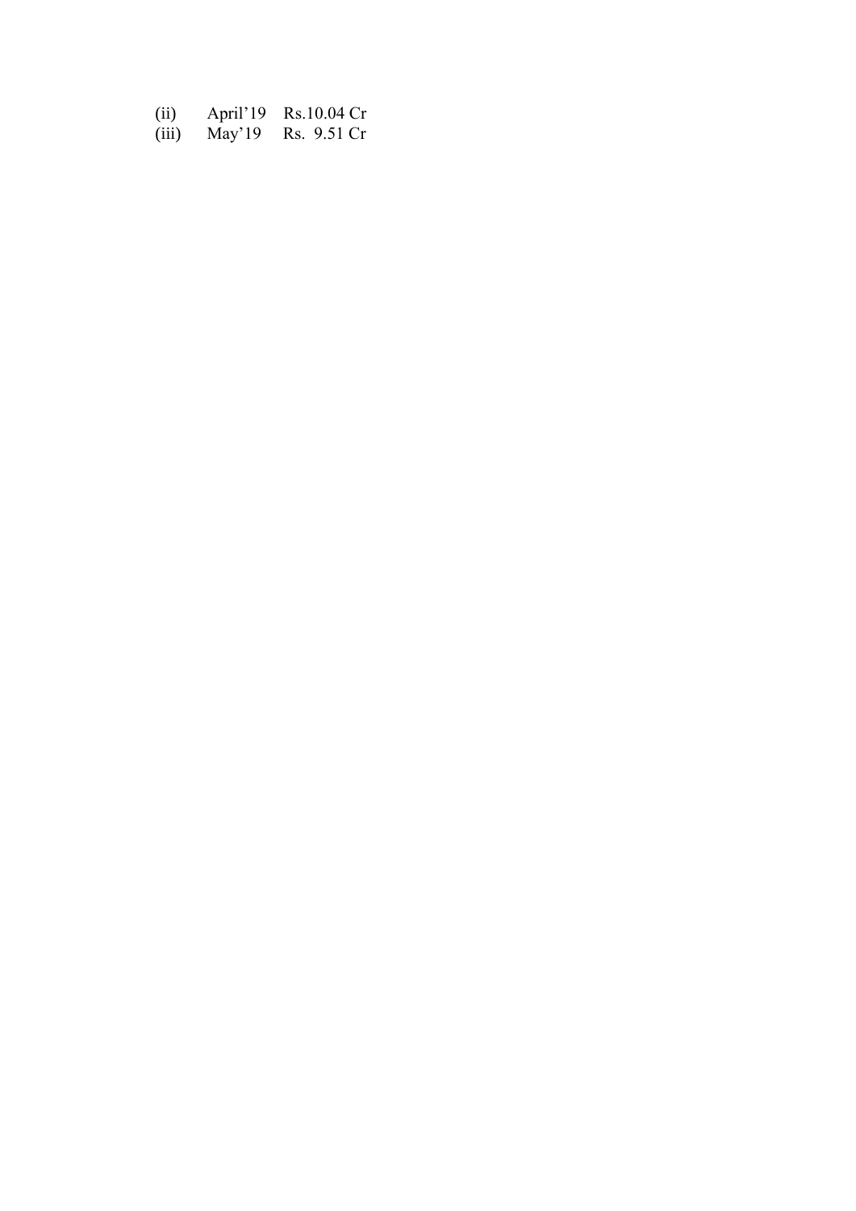(ii) April'19 Rs.10.04 Cr

(iii) May'19 Rs. 9.51 Cr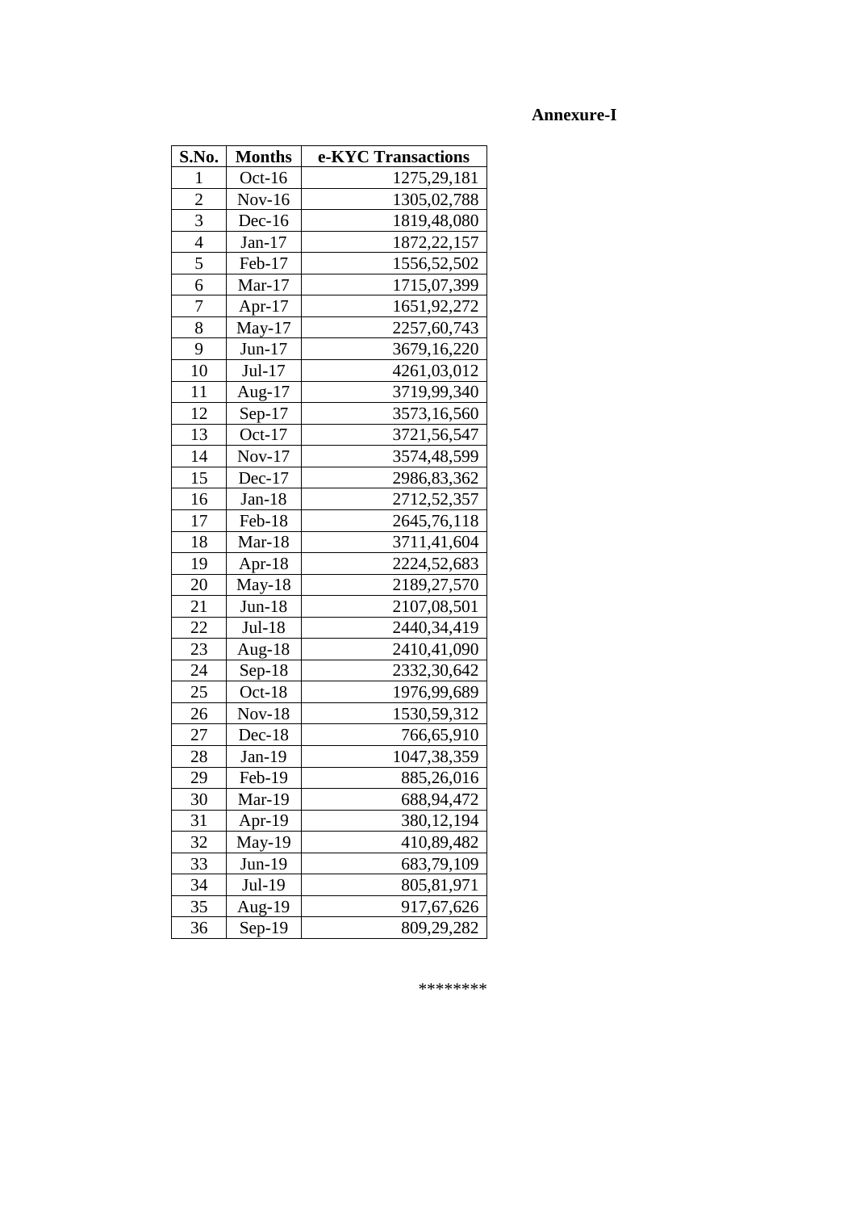**Annexure-I**

| S.No. | Months | e-KYC Transactions |
|---|---|---|
| 1 | Oct-16 | 1275,29,181 |
| 2 | Nov-16 | 1305,02,788 |
| 3 | Dec-16 | 1819,48,080 |
| 4 | Jan-17 | 1872,22,157 |
| 5 | Feb-17 | 1556,52,502 |
| 6 | Mar-17 | 1715,07,399 |
| 7 | Apr-17 | 1651,92,272 |
| 8 | May-17 | 2257,60,743 |
| 9 | Jun-17 | 3679,16,220 |
| 10 | Jul-17 | 4261,03,012 |
| 11 | Aug-17 | 3719,99,340 |
| 12 | Sep-17 | 3573,16,560 |
| 13 | Oct-17 | 3721,56,547 |
| 14 | Nov-17 | 3574,48,599 |
| 15 | Dec-17 | 2986,83,362 |
| 16 | Jan-18 | 2712,52,357 |
| 17 | Feb-18 | 2645,76,118 |
| 18 | Mar-18 | 3711,41,604 |
| 19 | Apr-18 | 2224,52,683 |
| 20 | May-18 | 2189,27,570 |
| 21 | Jun-18 | 2107,08,501 |
| 22 | Jul-18 | 2440,34,419 |
| 23 | Aug-18 | 2410,41,090 |
| 24 | Sep-18 | 2332,30,642 |
| 25 | Oct-18 | 1976,99,689 |
| 26 | Nov-18 | 1530,59,312 |
| 27 | Dec-18 | 766,65,910 |
| 28 | Jan-19 | 1047,38,359 |
| 29 | Feb-19 | 885,26,016 |
| 30 | Mar-19 | 688,94,472 |
| 31 | Apr-19 | 380,12,194 |
| 32 | May-19 | 410,89,482 |
| 33 | Jun-19 | 683,79,109 |
| 34 | Jul-19 | 805,81,971 |
| 35 | Aug-19 | 917,67,626 |
| 36 | Sep-19 | 809,29,282 |

********